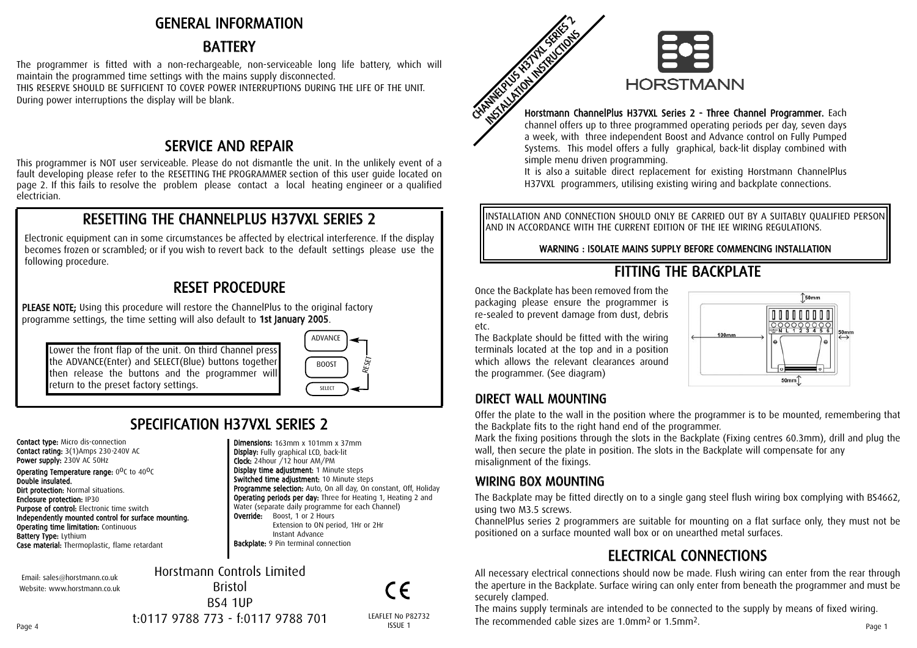# GENERAL INFORMATION

## BATTERY

The programmer is fitted with a non-rechargeable, non-serviceable long life battery, which will maintain the programmed time settings with the mains supply disconnected.
THIS RESERVE SHOULD BE SUFFICIENT TO COVER POWER INTERRUPTIONS DURING THE LIFE OF THE UNIT.
During power interruptions the display will be blank.

## SERVICE AND REPAIR

This programmer is NOT user serviceable. Please do not dismantle the unit. In the unlikely event of a fault developing please refer to the RESETTING THE PROGRAMMER section of this user guide located on page 2. If this fails to resolve the problem please contact a local heating engineer or a qualified electrician.

## RESETTING THE CHANNELPLUS H37VXL SERIES 2

Electronic equipment can in some circumstances be affected by electrical interference. If the display becomes frozen or scrambled; or if you wish to revert back to the default settings please use the following procedure.

## RESET PROCEDURE

**PLEASE NOTE;** Using this procedure will restore the ChannelPlus to the original factory programme settings, the time setting will also default to **1st January 2005**.

Lower the front flap of the unit. On third Channel press the ADVANCE(Enter) and SELECT(Blue) buttons together then release the buttons and the programmer will return to the preset factory settings.

ADVANCE
BOOST
SELECT
RESET

## SPECIFICATION H37VXL SERIES 2

**Contact type:** Micro dis-connection
**Contact rating:** 3(1)Amps 230-240V AC
**Power supply:** 230V AC 50Hz
**Operating Temperature range:** 0°C to 40°C
**Double insulated.**
**Dirt protection:** Normal situations.
**Enclosure protection:** IP30
**Purpose of control:** Electronic time switch
**Independently mounted control for surface mounting.**
**Operating time limitation:** Continuous
**Battery Type:** Lythium
**Case material:** Thermoplastic, flame retardant

**Dimensions:** 163mm x 101mm x 37mm
**Display:** Fully graphical LCD, back-lit
**Clock:** 24hour /12 hour AM/PM
**Display time adjustment:** 1 Minute steps
**Switched time adjustment:** 10 Minute steps
**Programme selection:** Auto, On all day, On constant, Off, Holiday
**Operating periods per day:** Three for Heating 1, Heating 2 and Water (separate daily programme for each Channel)
**Override:** Boost, 1 or 2 Hours
Extension to ON period, 1Hr or 2Hr
Instant Advance
**Backplate:** 9 Pin terminal connection

Email: sales@horstmann.co.uk
Website: www.horstmann.co.uk

Horstmann Controls Limited
Bristol
BS4 1UP
t:0117 9788 773 - f:0117 9788 701

CE

LEAFLET No P82732
ISSUE 1

CHANNELPLUS H37VXL SERIES 2
INSTALLATION INSTRUCTIONS

HORSTMANN

**Horstmann ChannelPlus H37VXL Series 2 - Three Channel Programmer.** Each channel offers up to three programmed operating periods per day, seven days a week, with three independent Boost and Advance control on Fully Pumped Systems. This model offers a fully graphical, back-lit display combined with simple menu driven programming.
It is also a suitable direct replacement for existing Horstmann ChannelPlus H37VXL programmers, utilising existing wiring and backplate connections.

INSTALLATION AND CONNECTION SHOULD ONLY BE CARRIED OUT BY A SUITABLY QUALIFIED PERSON AND IN ACCORDANCE WITH THE CURRENT EDITION OF THE IEE WIRING REGULATIONS.

**WARNING : ISOLATE MAINS SUPPLY BEFORE COMMENCING INSTALLATION**

## FITTING THE BACKPLATE

Once the Backplate has been removed from the packaging please ensure the programmer is re-sealed to prevent damage from dust, debris etc.
The Backplate should be fitted with the wiring terminals located at the top and in a position which allows the relevant clearances around the programmer. (See diagram)

50mm
100mm
N L 1 2 3 4 5 6
50mm
50mm

### DIRECT WALL MOUNTING

Offer the plate to the wall in the position where the programmer is to be mounted, remembering that the Backplate fits to the right hand end of the programmer.
Mark the fixing positions through the slots in the Backplate (Fixing centres 60.3mm), drill and plug the wall, then secure the plate in position. The slots in the Backplate will compensate for any misalignment of the fixings.

### WIRING BOX MOUNTING

The Backplate may be fitted directly on to a single gang steel flush wiring box complying with BS4662, using two M3.5 screws.
ChannelPlus series 2 programmers are suitable for mounting on a flat surface only, they must not be positioned on a surface mounted wall box or on unearthed metal surfaces.

## ELECTRICAL CONNECTIONS

All necessary electrical connections should now be made. Flush wiring can enter from the rear through the aperture in the Backplate. Surface wiring can only enter from beneath the programmer and must be securely clamped.
The mains supply terminals are intended to be connected to the supply by means of fixed wiring.
The recommended cable sizes are 1.0mm$^2$ or 1.5mm$^2$.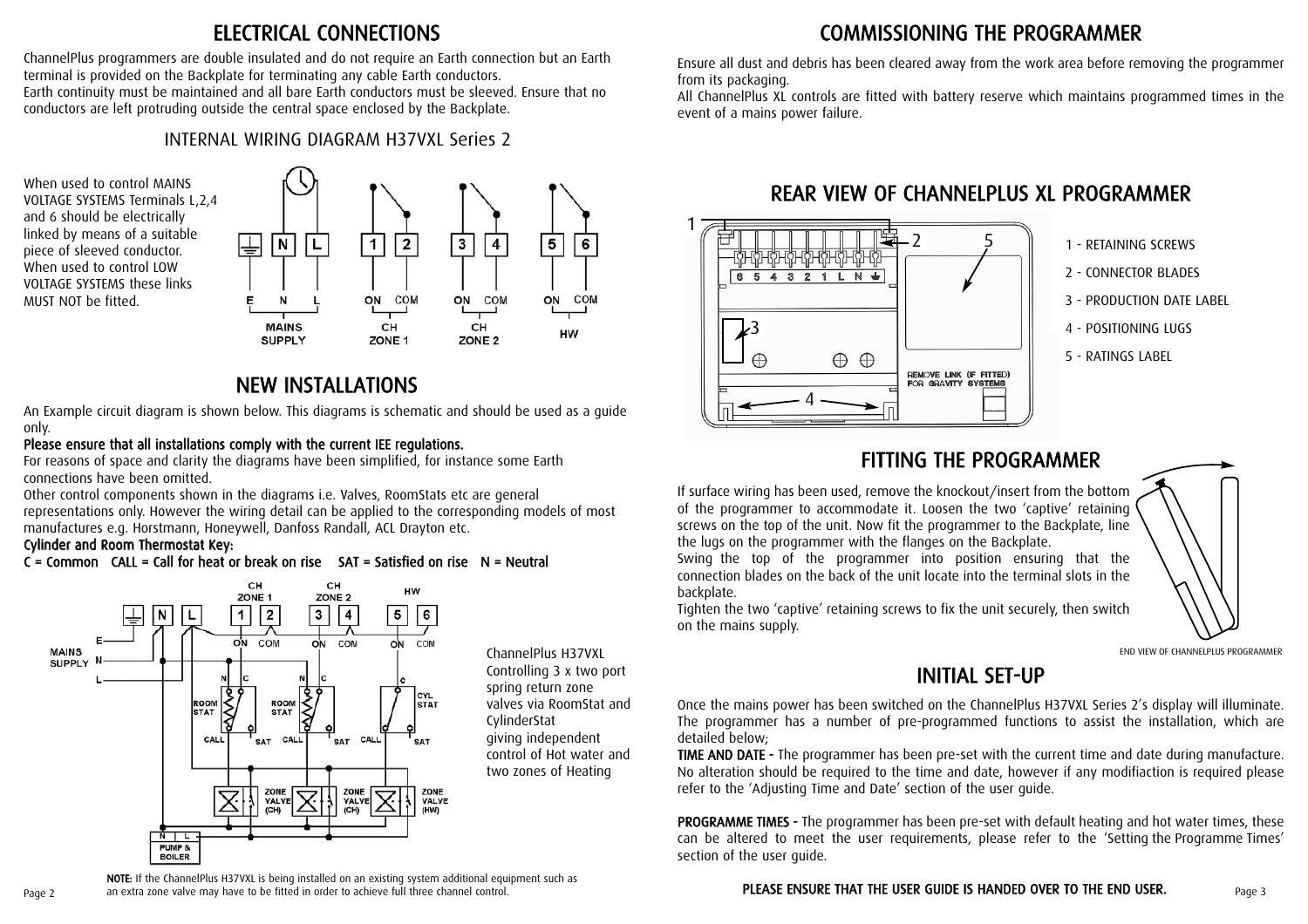## ELECTRICAL CONNECTIONS

ChannelPlus programmers are double insulated and do not require an Earth connection but an Earth terminal is provided on the Backplate for terminating any cable Earth conductors.
Earth continuity must be maintained and all bare Earth conductors must be sleeved. Ensure that no conductors are left protruding outside the central space enclosed by the Backplate.

### INTERNAL WIRING DIAGRAM H37VXL Series 2

When used to control MAINS VOLTAGE SYSTEMS Terminals L,2,4 and 6 should be electrically linked by means of a suitable piece of sleeved conductor. When used to control LOW VOLTAGE SYSTEMS these links MUST NOT be fitted.

E N L 1 2 3 4 5 6
E N L
MAINS SUPPLY
ON COM
CH ZONE 1
ON COM
CH ZONE 2
ON COM
HW

## NEW INSTALLATIONS

An Example circuit diagram is shown below. This diagrams is schematic and should be used as a guide only.

**Please ensure that all installations comply with the current IEE regulations.**

For reasons of space and clarity the diagrams have been simplified, for instance some Earth connections have been omitted.

Other control components shown in the diagrams i.e. Valves, RoomStats etc are general representations only. However the wiring detail can be applied to the corresponding models of most manufactures e.g. Horstmann, Honeywell, Danfoss Randall, ACL Drayton etc.

**Cylinder and Room Thermostat Key:**

**C = Common CALL = Call for heat or break on rise SAT = Satisfied on rise N = Neutral**

CH ZONE 1
CH ZONE 2
HW
MAINS SUPPLY
E N L
ON COM
ROOM STAT
CYL STAT
CALL SAT
ZONE VALVE (CH)
ZONE VALVE (HW)
PUMP & BOILER

ChannelPlus H37VXL Controlling 3 x two port spring return zone valves via RoomStat and CylinderStat giving independent control of Hot water and two zones of Heating

**NOTE:** If the ChannelPlus H37VXL is being installed on an existing system additional equipment such as an extra zone valve may have to be fitted in order to achieve full three channel control.

## COMMISSIONING THE PROGRAMMER

Ensure all dust and debris has been cleared away from the work area before removing the programmer from its packaging.
All ChannelPlus XL controls are fitted with battery reserve which maintains programmed times in the event of a mains power failure.

### REAR VIEW OF CHANNELPLUS XL PROGRAMMER

REMOVE LINK (IF FITTED) FOR GRAVITY SYSTEMS

1 - RETAINING SCREWS
2 - CONNECTOR BLADES
3 - PRODUCTION DATE LABEL
4 - POSITIONING LUGS
5 - RATINGS LABEL

## FITTING THE PROGRAMMER

If surface wiring has been used, remove the knockout/insert from the bottom of the programmer to accommodate it. Loosen the two 'captive' retaining screws on the top of the unit. Now fit the programmer to the Backplate, line the lugs on the programmer with the flanges on the Backplate.

Swing the top of the programmer into position ensuring that the connection blades on the back of the unit locate into the terminal slots in the backplate.

Tighten the two 'captive' retaining screws to fix the unit securely, then switch on the mains supply.

END VIEW OF CHANNELPLUS PROGRAMMER

## INITIAL SET-UP

Once the mains power has been switched on the ChannelPlus H37VXL Series 2's display will illuminate. The programmer has a number of pre-programmed functions to assist the installation, which are detailed below;

**TIME AND DATE -** The programmer has been pre-set with the current time and date during manufacture. No alteration should be required to the time and date, however if any modifiaction is required please refer to the 'Adjusting Time and Date' section of the user guide.

**PROGRAMME TIMES -** The programmer has been pre-set with default heating and hot water times, these can be altered to meet the user requirements, please refer to the 'Setting the Programme Times' section of the user guide.

**PLEASE ENSURE THAT THE USER GUIDE IS HANDED OVER TO THE END USER.**